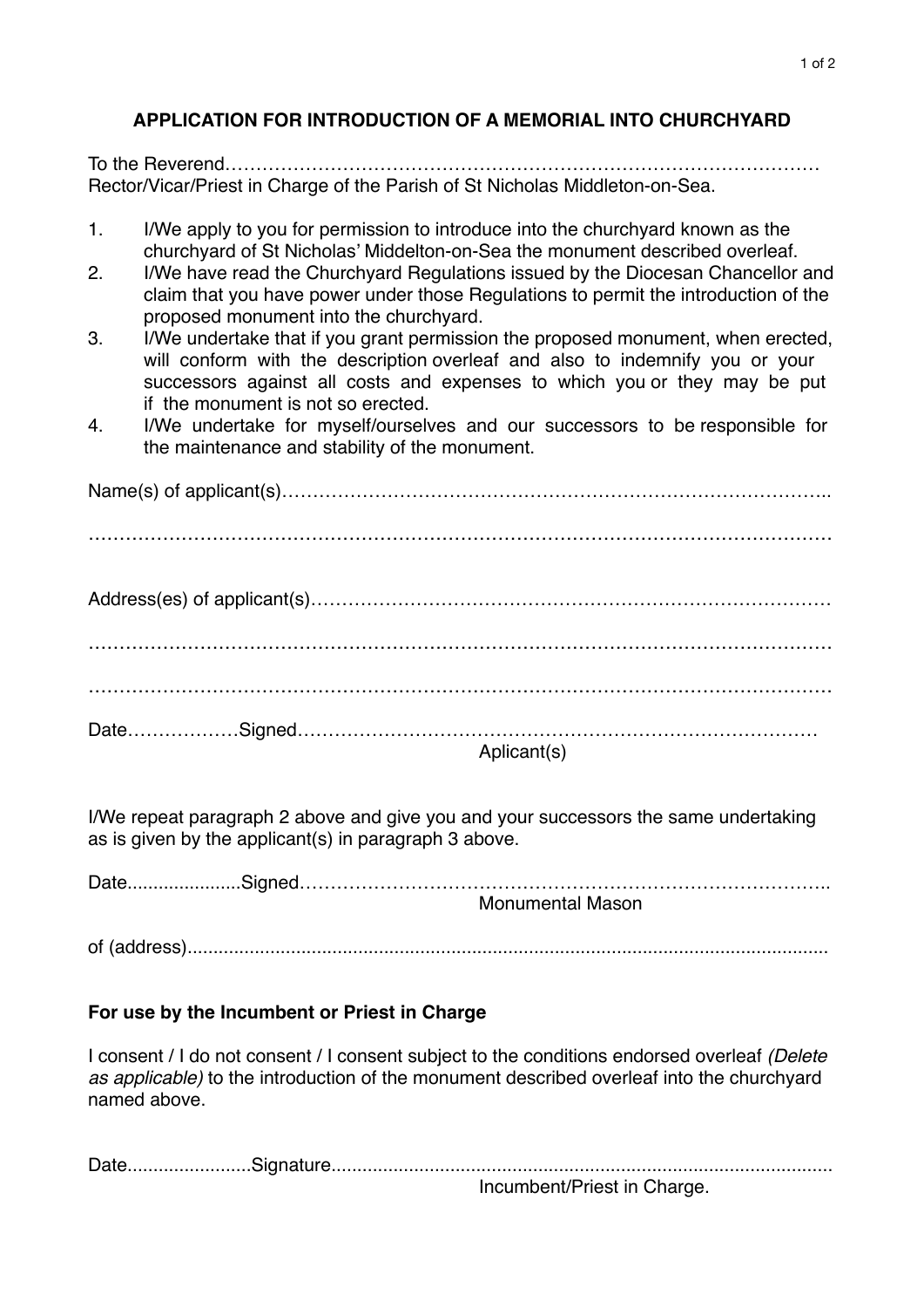## APPLICATION FOR INTRODUCTION OF A MEMORIAL INTO CHURCHYARD

To the Reverend……………………………………………………………………………………
Rector/Vicar/Priest in Charge of the Parish of St Nicholas Middleton-on-Sea.

1. I/We apply to you for permission to introduce into the churchyard known as the churchyard of St Nicholas' Middleton-on-Sea the monument described overleaf.
2. I/We have read the Churchyard Regulations issued by the Diocesan Chancellor and claim that you have power under those Regulations to permit the introduction of the proposed monument into the churchyard.
3. I/We undertake that if you grant permission the proposed monument, when erected, will conform with the description overleaf and also to indemnify you or your successors against all costs and expenses to which you or they may be put if the monument is not so erected.
4. I/We undertake for myself/ourselves and our successors to be responsible for the maintenance and stability of the monument.

Name(s) of applicant(s)……………………………………………………………………………..

……………………………………………………………………………………………………………

Address(es) of applicant(s)……………………………………………………………………………

……………………………………………………………………………………………………………

……………………………………………………………………………………………………………

Date………………Signed………………………………………………………………………………
Aplicant(s)

I/We repeat paragraph 2 above and give you and your successors the same undertaking as is given by the applicant(s) in paragraph 3 above.

Date......................Signed………………………………………………………………………………..
Monumental Mason

of (address)...........................................................................................................................

### For use by the Incumbent or Priest in Charge

I consent / I do not consent / I consent subject to the conditions endorsed overleaf *(Delete as applicable)* to the introduction of the monument described overleaf into the churchyard named above.

Date........................Signature.................................................................................................
Incumbent/Priest in Charge.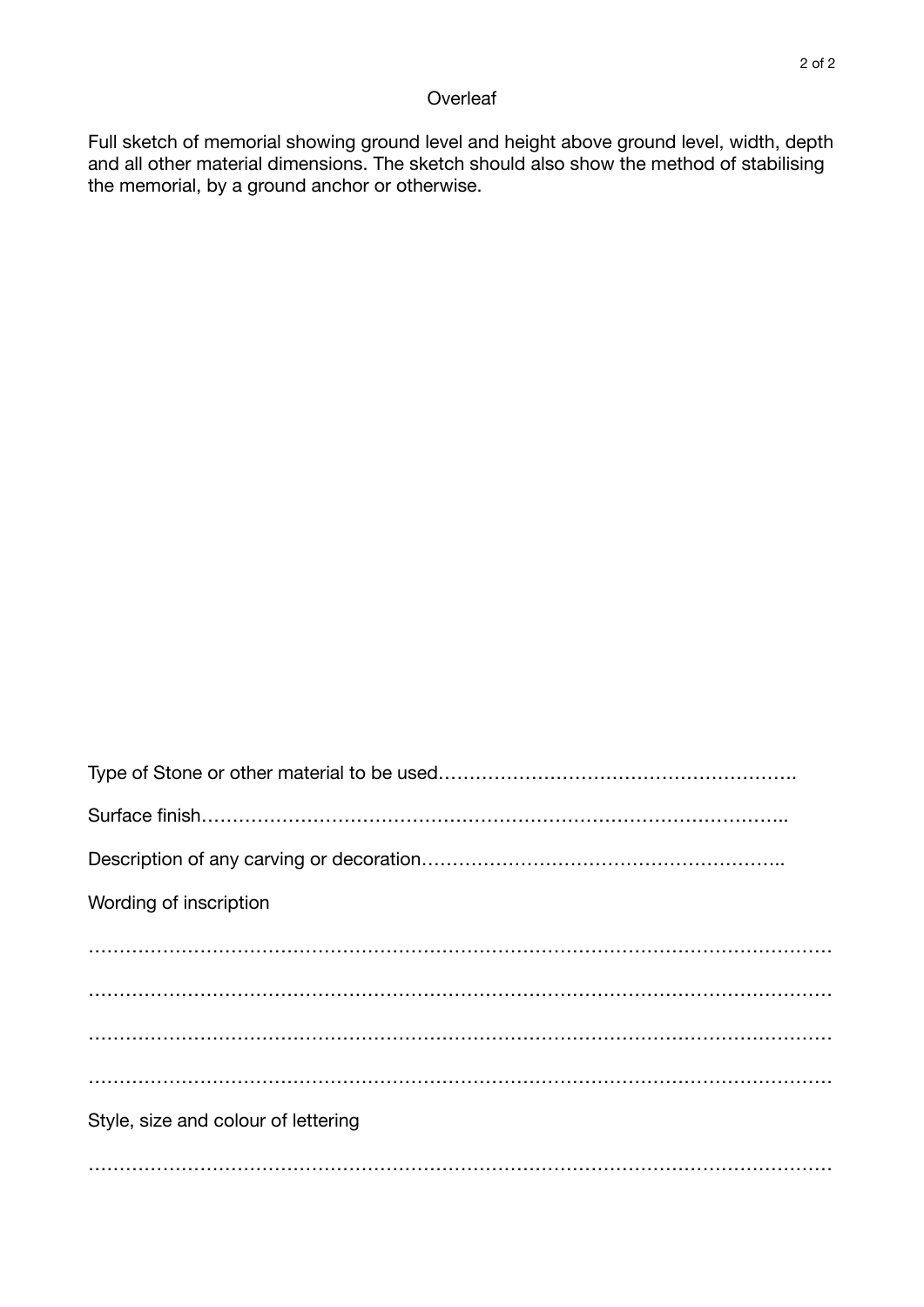Overleaf

Full sketch of memorial showing ground level and height above ground level, width, depth and all other material dimensions. The sketch should also show the method of stabilising the memorial, by a ground anchor or otherwise.

Type of Stone or other material to be used………………………………………………….

Surface finish……………………………………………………………………………..

Description of any carving or decoration………………………………………………..

Wording of inscription

…………………………………………………………………………………………………

…………………………………………………………………………………………………

…………………………………………………………………………………………………

…………………………………………………………………………………………………

Style, size and colour of lettering

…………………………………………………………………………………………………